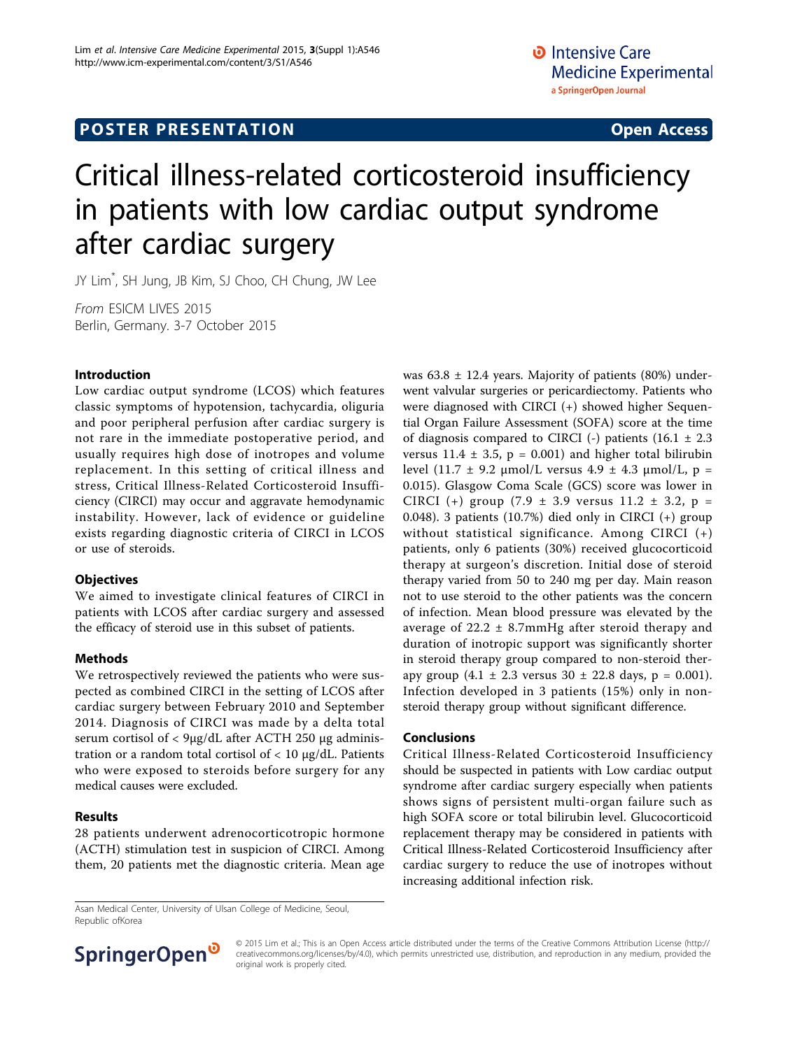POSTER PRESENTATION — Open Access

# Critical illness-related corticosteroid insufficiency in patients with low cardiac output syndrome after cardiac surgery

JY Lim*, SH Jung, JB Kim, SJ Choo, CH Chung, JW Lee

*From* ESICM LIVES 2015
Berlin, Germany. 3-7 October 2015

## Introduction

Low cardiac output syndrome (LCOS) which features classic symptoms of hypotension, tachycardia, oliguria and poor peripheral perfusion after cardiac surgery is not rare in the immediate postoperative period, and usually requires high dose of inotropes and volume replacement. In this setting of critical illness and stress, Critical Illness-Related Corticosteroid Insufficiency (CIRCI) may occur and aggravate hemodynamic instability. However, lack of evidence or guideline exists regarding diagnostic criteria of CIRCI in LCOS or use of steroids.

## Objectives

We aimed to investigate clinical features of CIRCI in patients with LCOS after cardiac surgery and assessed the efficacy of steroid use in this subset of patients.

## Methods

We retrospectively reviewed the patients who were suspected as combined CIRCI in the setting of LCOS after cardiac surgery between February 2010 and September 2014. Diagnosis of CIRCI was made by a delta total serum cortisol of < 9μg/dL after ACTH 250 μg administration or a random total cortisol of < 10 μg/dL. Patients who were exposed to steroids before surgery for any medical causes were excluded.

## Results

28 patients underwent adrenocorticotropic hormone (ACTH) stimulation test in suspicion of CIRCI. Among them, 20 patients met the diagnostic criteria. Mean age was 63.8 ± 12.4 years. Majority of patients (80%) underwent valvular surgeries or pericardiectomy. Patients who were diagnosed with CIRCI (+) showed higher Sequential Organ Failure Assessment (SOFA) score at the time of diagnosis compared to CIRCI (-) patients (16.1 ± 2.3 versus 11.4 ± 3.5, $p = 0.001$) and higher total bilirubin level (11.7 ± 9.2 μmol/L versus 4.9 ± 4.3 μmol/L, $p = 0.015$). Glasgow Coma Scale (GCS) score was lower in CIRCI (+) group (7.9 ± 3.9 versus 11.2 ± 3.2, $p = 0.048$). 3 patients (10.7%) died only in CIRCI (+) group without statistical significance. Among CIRCI (+) patients, only 6 patients (30%) received glucocorticoid therapy at surgeon's discretion. Initial dose of steroid therapy varied from 50 to 240 mg per day. Main reason not to use steroid to the other patients was the concern of infection. Mean blood pressure was elevated by the average of 22.2 ± 8.7mmHg after steroid therapy and duration of inotropic support was significantly shorter in steroid therapy group compared to non-steroid therapy group (4.1 ± 2.3 versus 30 ± 22.8 days, $p = 0.001$). Infection developed in 3 patients (15%) only in non-steroid therapy group without significant difference.

## Conclusions

Critical Illness-Related Corticosteroid Insufficiency should be suspected in patients with Low cardiac output syndrome after cardiac surgery especially when patients shows signs of persistent multi-organ failure such as high SOFA score or total bilirubin level. Glucocorticoid replacement therapy may be considered in patients with Critical Illness-Related Corticosteroid Insufficiency after cardiac surgery to reduce the use of inotropes without increasing additional infection risk.

Asan Medical Center, University of Ulsan College of Medicine, Seoul, Republic ofKorea

© 2015 Lim et al.; This is an Open Access article distributed under the terms of the Creative Commons Attribution License (http://creativecommons.org/licenses/by/4.0), which permits unrestricted use, distribution, and reproduction in any medium, provided the original work is properly cited.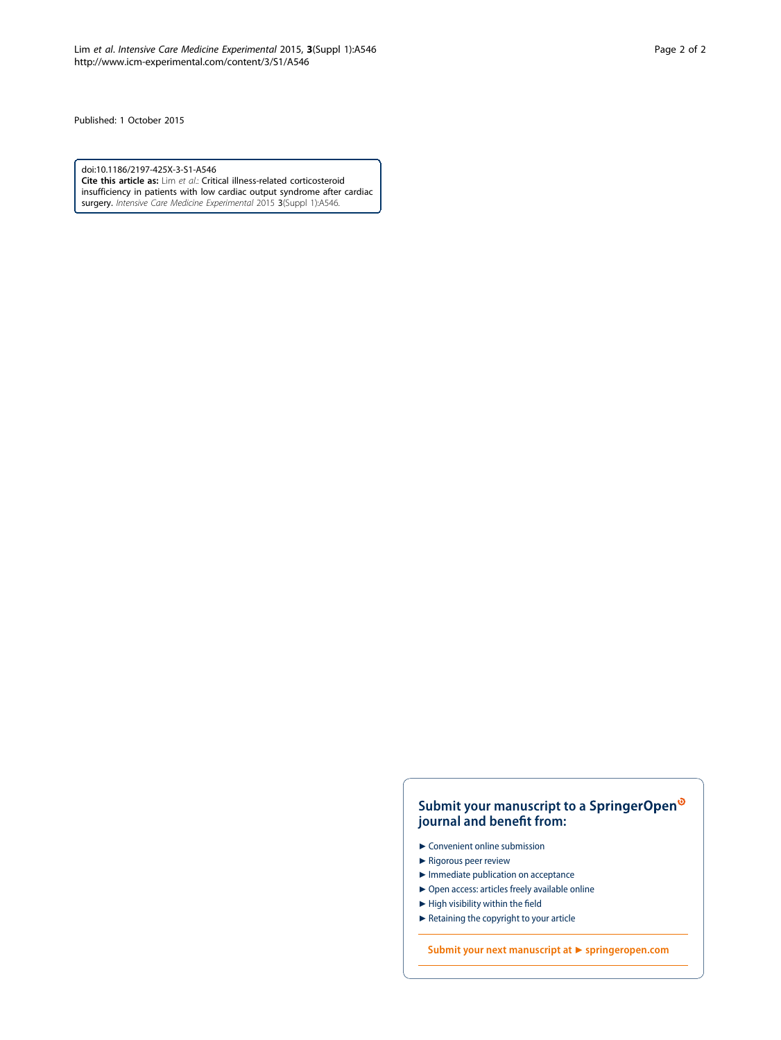Published: 1 October 2015

doi:10.1186/2197-425X-3-S1-A546
**Cite this article as:** Lim *et al.*: Critical illness-related corticosteroid insufficiency in patients with low cardiac output syndrome after cardiac surgery. *Intensive Care Medicine Experimental* 2015 **3**(Suppl 1):A546.

**Submit your manuscript to a SpringerOpen journal and benefit from:**

- ► Convenient online submission
- ► Rigorous peer review
- ► Immediate publication on acceptance
- ► Open access: articles freely available online
- ► High visibility within the field
- ► Retaining the copyright to your article

**Submit your next manuscript at ► springeropen.com**